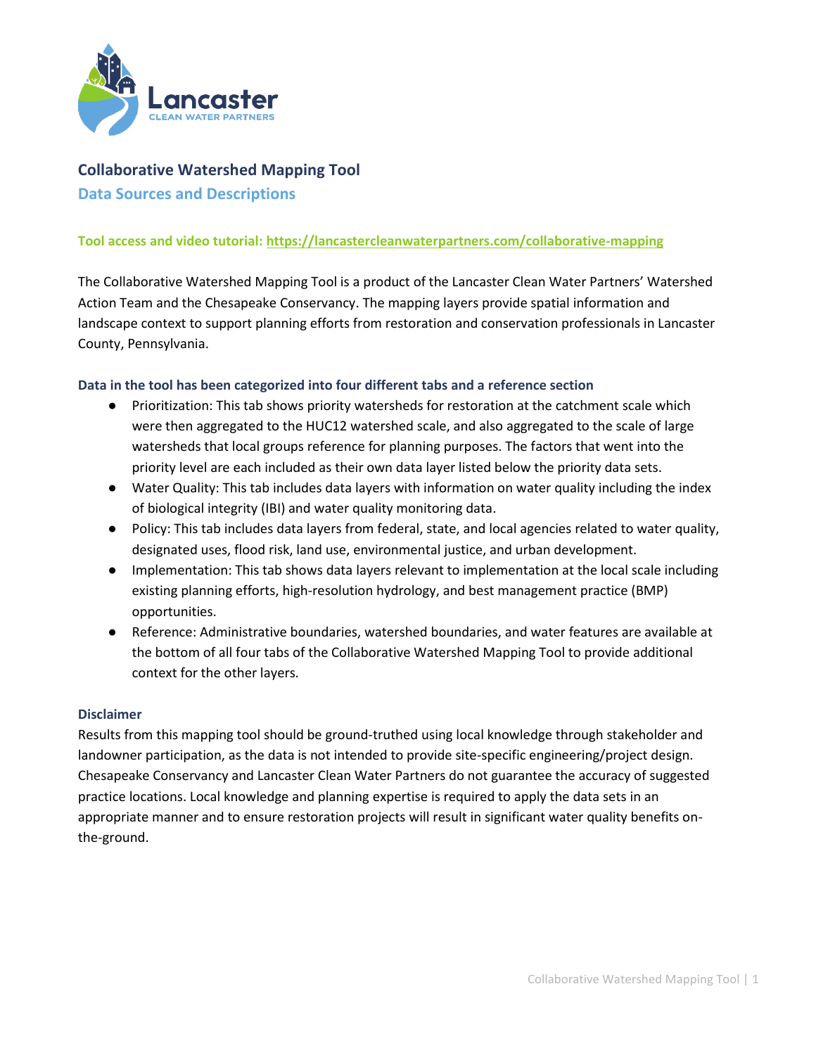# Collaborative Watershed Mapping Tool

## Data Sources and Descriptions

**Tool access and video tutorial: [https://lancastercleanwaterpartners.com/collaborative-mapping](https://lancastercleanwaterpartners.com/collaborative-mapping)**

The Collaborative Watershed Mapping Tool is a product of the Lancaster Clean Water Partners' Watershed Action Team and the Chesapeake Conservancy. The mapping layers provide spatial information and landscape context to support planning efforts from restoration and conservation professionals in Lancaster County, Pennsylvania.

### Data in the tool has been categorized into four different tabs and a reference section

- Prioritization: This tab shows priority watersheds for restoration at the catchment scale which were then aggregated to the HUC12 watershed scale, and also aggregated to the scale of large watersheds that local groups reference for planning purposes. The factors that went into the priority level are each included as their own data layer listed below the priority data sets.
- Water Quality: This tab includes data layers with information on water quality including the index of biological integrity (IBI) and water quality monitoring data.
- Policy: This tab includes data layers from federal, state, and local agencies related to water quality, designated uses, flood risk, land use, environmental justice, and urban development.
- Implementation: This tab shows data layers relevant to implementation at the local scale including existing planning efforts, high-resolution hydrology, and best management practice (BMP) opportunities.
- Reference: Administrative boundaries, watershed boundaries, and water features are available at the bottom of all four tabs of the Collaborative Watershed Mapping Tool to provide additional context for the other layers.

### Disclaimer

Results from this mapping tool should be ground-truthed using local knowledge through stakeholder and landowner participation, as the data is not intended to provide site-specific engineering/project design. Chesapeake Conservancy and Lancaster Clean Water Partners do not guarantee the accuracy of suggested practice locations. Local knowledge and planning expertise is required to apply the data sets in an appropriate manner and to ensure restoration projects will result in significant water quality benefits on-the-ground.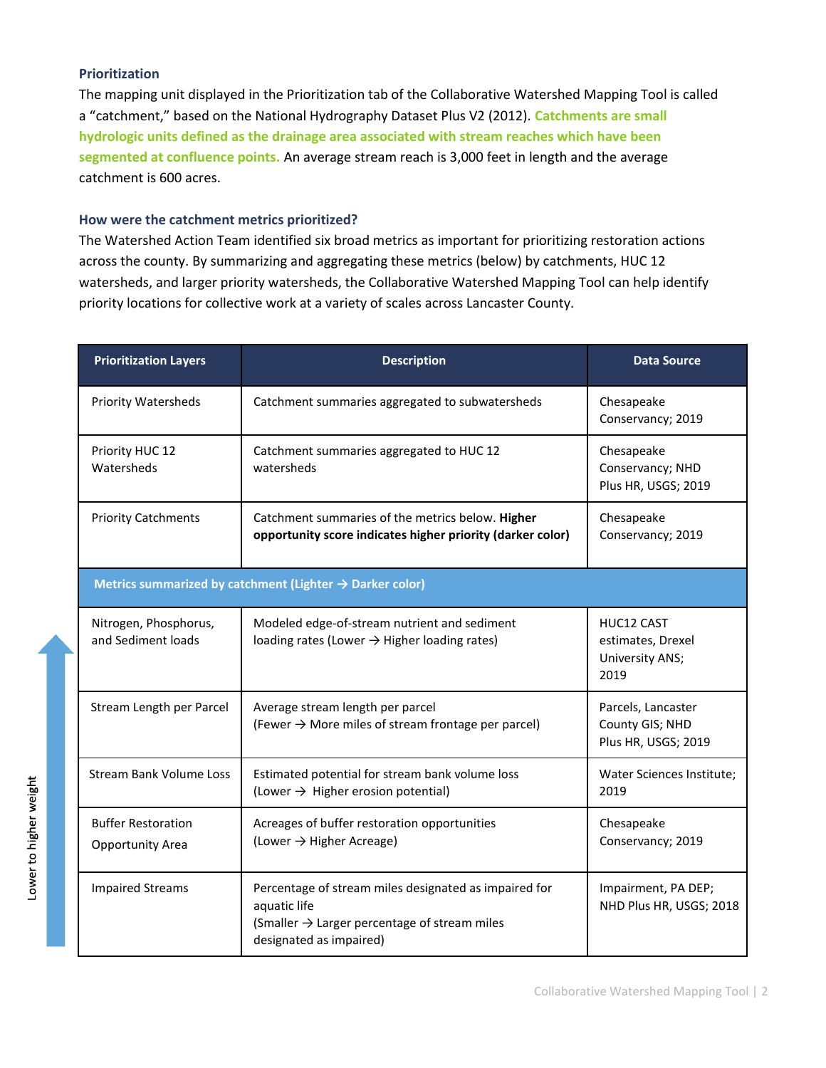### Prioritization

The mapping unit displayed in the Prioritization tab of the Collaborative Watershed Mapping Tool is called a "catchment," based on the National Hydrography Dataset Plus V2 (2012). **Catchments are small hydrologic units defined as the drainage area associated with stream reaches which have been segmented at confluence points.** An average stream reach is 3,000 feet in length and the average catchment is 600 acres.

### How were the catchment metrics prioritized?

The Watershed Action Team identified six broad metrics as important for prioritizing restoration actions across the county. By summarizing and aggregating these metrics (below) by catchments, HUC 12 watersheds, and larger priority watersheds, the Collaborative Watershed Mapping Tool can help identify priority locations for collective work at a variety of scales across Lancaster County.

| Prioritization Layers | Description | Data Source |
| --- | --- | --- |
| Priority Watersheds | Catchment summaries aggregated to subwatersheds | Chesapeake Conservancy; 2019 |
| Priority HUC 12 Watersheds | Catchment summaries aggregated to HUC 12 watersheds | Chesapeake Conservancy; NHD Plus HR, USGS; 2019 |
| Priority Catchments | Catchment summaries of the metrics below. **Higher opportunity score indicates higher priority (darker color)** | Chesapeake Conservancy; 2019 |
| **Metrics summarized by catchment (Lighter → Darker color)** | | |
| Nitrogen, Phosphorus, and Sediment loads | Modeled edge-of-stream nutrient and sediment loading rates (Lower → Higher loading rates) | HUC12 CAST estimates, Drexel University ANS; 2019 |
| Stream Length per Parcel | Average stream length per parcel (Fewer → More miles of stream frontage per parcel) | Parcels, Lancaster County GIS; NHD Plus HR, USGS; 2019 |
| Stream Bank Volume Loss | Estimated potential for stream bank volume loss (Lower → Higher erosion potential) | Water Sciences Institute; 2019 |
| Buffer Restoration Opportunity Area | Acreages of buffer restoration opportunities (Lower → Higher Acreage) | Chesapeake Conservancy; 2019 |
| Impaired Streams | Percentage of stream miles designated as impaired for aquatic life (Smaller → Larger percentage of stream miles designated as impaired) | Impairment, PA DEP; NHD Plus HR, USGS; 2018 |

Lower to higher weight (metrics listed from bottom to top)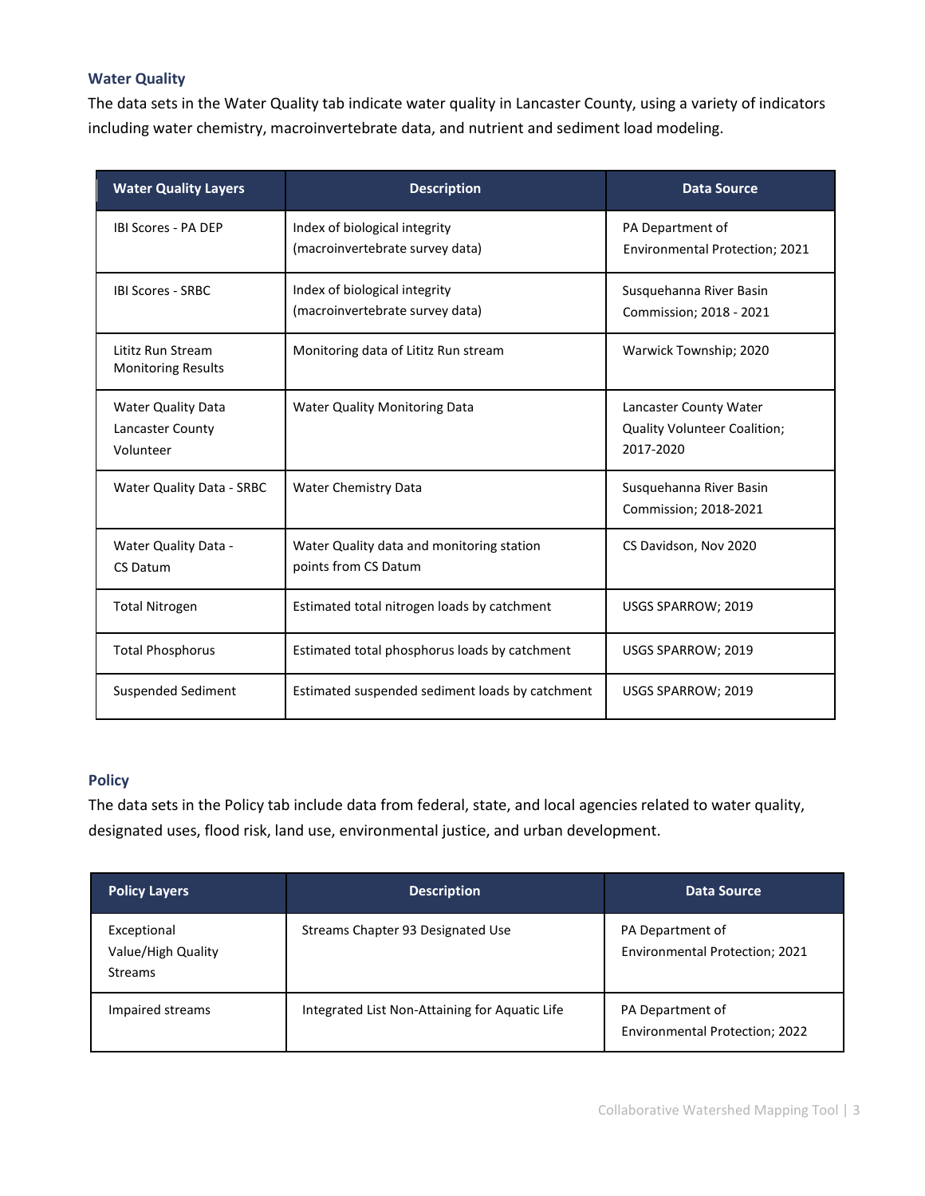### Water Quality

The data sets in the Water Quality tab indicate water quality in Lancaster County, using a variety of indicators including water chemistry, macroinvertebrate data, and nutrient and sediment load modeling.

| Water Quality Layers | Description | Data Source |
| --- | --- | --- |
| IBI Scores - PA DEP | Index of biological integrity (macroinvertebrate survey data) | PA Department of Environmental Protection; 2021 |
| IBI Scores - SRBC | Index of biological integrity (macroinvertebrate survey data) | Susquehanna River Basin Commission; 2018 - 2021 |
| Lititz Run Stream Monitoring Results | Monitoring data of Lititz Run stream | Warwick Township; 2020 |
| Water Quality Data Lancaster County Volunteer | Water Quality Monitoring Data | Lancaster County Water Quality Volunteer Coalition; 2017-2020 |
| Water Quality Data - SRBC | Water Chemistry Data | Susquehanna River Basin Commission; 2018-2021 |
| Water Quality Data - CS Datum | Water Quality data and monitoring station points from CS Datum | CS Davidson, Nov 2020 |
| Total Nitrogen | Estimated total nitrogen loads by catchment | USGS SPARROW; 2019 |
| Total Phosphorus | Estimated total phosphorus loads by catchment | USGS SPARROW; 2019 |
| Suspended Sediment | Estimated suspended sediment loads by catchment | USGS SPARROW; 2019 |

### Policy

The data sets in the Policy tab include data from federal, state, and local agencies related to water quality, designated uses, flood risk, land use, environmental justice, and urban development.

| Policy Layers | Description | Data Source |
| --- | --- | --- |
| Exceptional Value/High Quality Streams | Streams Chapter 93 Designated Use | PA Department of Environmental Protection; 2021 |
| Impaired streams | Integrated List Non-Attaining for Aquatic Life | PA Department of Environmental Protection; 2022 |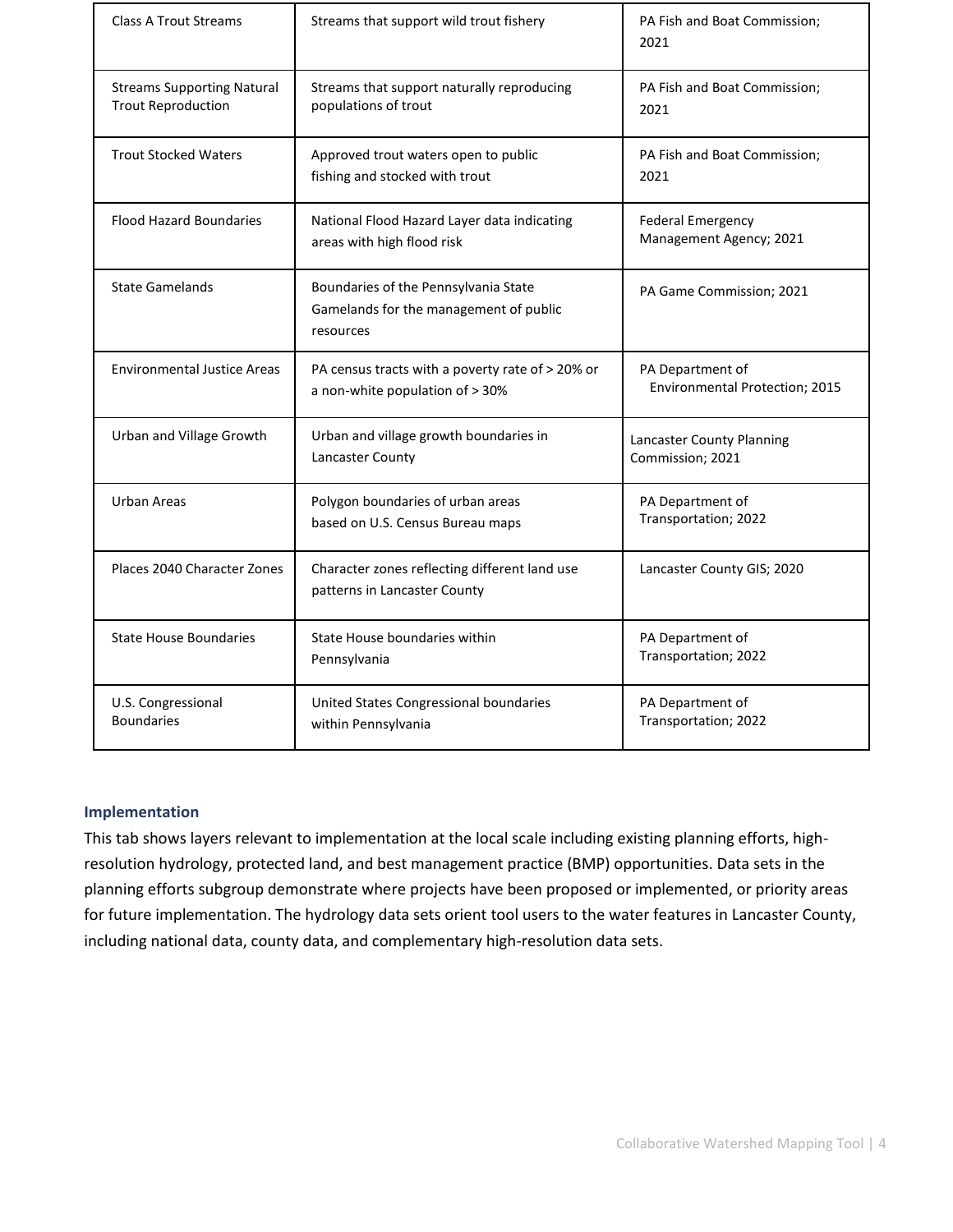| Class A Trout Streams | Streams that support wild trout fishery | PA Fish and Boat Commission; 2021 |
|---|---|---|
| Streams Supporting Natural Trout Reproduction | Streams that support naturally reproducing populations of trout | PA Fish and Boat Commission; 2021 |
| Trout Stocked Waters | Approved trout waters open to public fishing and stocked with trout | PA Fish and Boat Commission; 2021 |
| Flood Hazard Boundaries | National Flood Hazard Layer data indicating areas with high flood risk | Federal Emergency Management Agency; 2021 |
| State Gamelands | Boundaries of the Pennsylvania State Gamelands for the management of public resources | PA Game Commission; 2021 |
| Environmental Justice Areas | PA census tracts with a poverty rate of > 20% or a non-white population of > 30% | PA Department of Environmental Protection; 2015 |
| Urban and Village Growth | Urban and village growth boundaries in Lancaster County | Lancaster County Planning Commission; 2021 |
| Urban Areas | Polygon boundaries of urban areas based on U.S. Census Bureau maps | PA Department of Transportation; 2022 |
| Places 2040 Character Zones | Character zones reflecting different land use patterns in Lancaster County | Lancaster County GIS; 2020 |
| State House Boundaries | State House boundaries within Pennsylvania | PA Department of Transportation; 2022 |
| U.S. Congressional Boundaries | United States Congressional boundaries within Pennsylvania | PA Department of Transportation; 2022 |

### Implementation

This tab shows layers relevant to implementation at the local scale including existing planning efforts, high-resolution hydrology, protected land, and best management practice (BMP) opportunities. Data sets in the planning efforts subgroup demonstrate where projects have been proposed or implemented, or priority areas for future implementation. The hydrology data sets orient tool users to the water features in Lancaster County, including national data, county data, and complementary high-resolution data sets.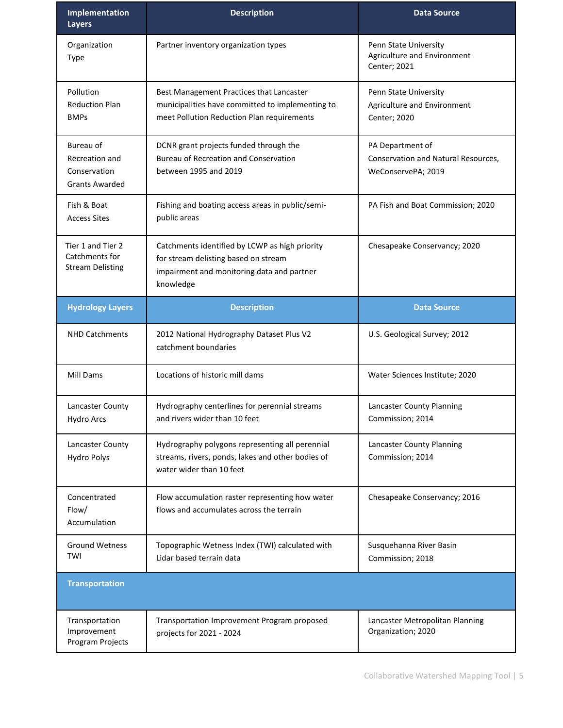| Implementation Layers | Description | Data Source |
| --- | --- | --- |
| Organization Type | Partner inventory organization types | Penn State University Agriculture and Environment Center; 2021 |
| Pollution Reduction Plan BMPs | Best Management Practices that Lancaster municipalities have committed to implementing to meet Pollution Reduction Plan requirements | Penn State University Agriculture and Environment Center; 2020 |
| Bureau of Recreation and Conservation Grants Awarded | DCNR grant projects funded through the Bureau of Recreation and Conservation between 1995 and 2019 | PA Department of Conservation and Natural Resources, WeConservePA; 2019 |
| Fish & Boat Access Sites | Fishing and boating access areas in public/semi-public areas | PA Fish and Boat Commission; 2020 |
| Tier 1 and Tier 2 Catchments for Stream Delisting | Catchments identified by LCWP as high priority for stream delisting based on stream impairment and monitoring data and partner knowledge | Chesapeake Conservancy; 2020 |
| **Hydrology Layers** | **Description** | **Data Source** |
| NHD Catchments | 2012 National Hydrography Dataset Plus V2 catchment boundaries | U.S. Geological Survey; 2012 |
| Mill Dams | Locations of historic mill dams | Water Sciences Institute; 2020 |
| Lancaster County Hydro Arcs | Hydrography centerlines for perennial streams and rivers wider than 10 feet | Lancaster County Planning Commission; 2014 |
| Lancaster County Hydro Polys | Hydrography polygons representing all perennial streams, rivers, ponds, lakes and other bodies of water wider than 10 feet | Lancaster County Planning Commission; 2014 |
| Concentrated Flow/ Accumulation | Flow accumulation raster representing how water flows and accumulates across the terrain | Chesapeake Conservancy; 2016 |
| Ground Wetness TWI | Topographic Wetness Index (TWI) calculated with Lidar based terrain data | Susquehanna River Basin Commission; 2018 |
| **Transportation** | | |
| Transportation Improvement Program Projects | Transportation Improvement Program proposed projects for 2021 - 2024 | Lancaster Metropolitan Planning Organization; 2020 |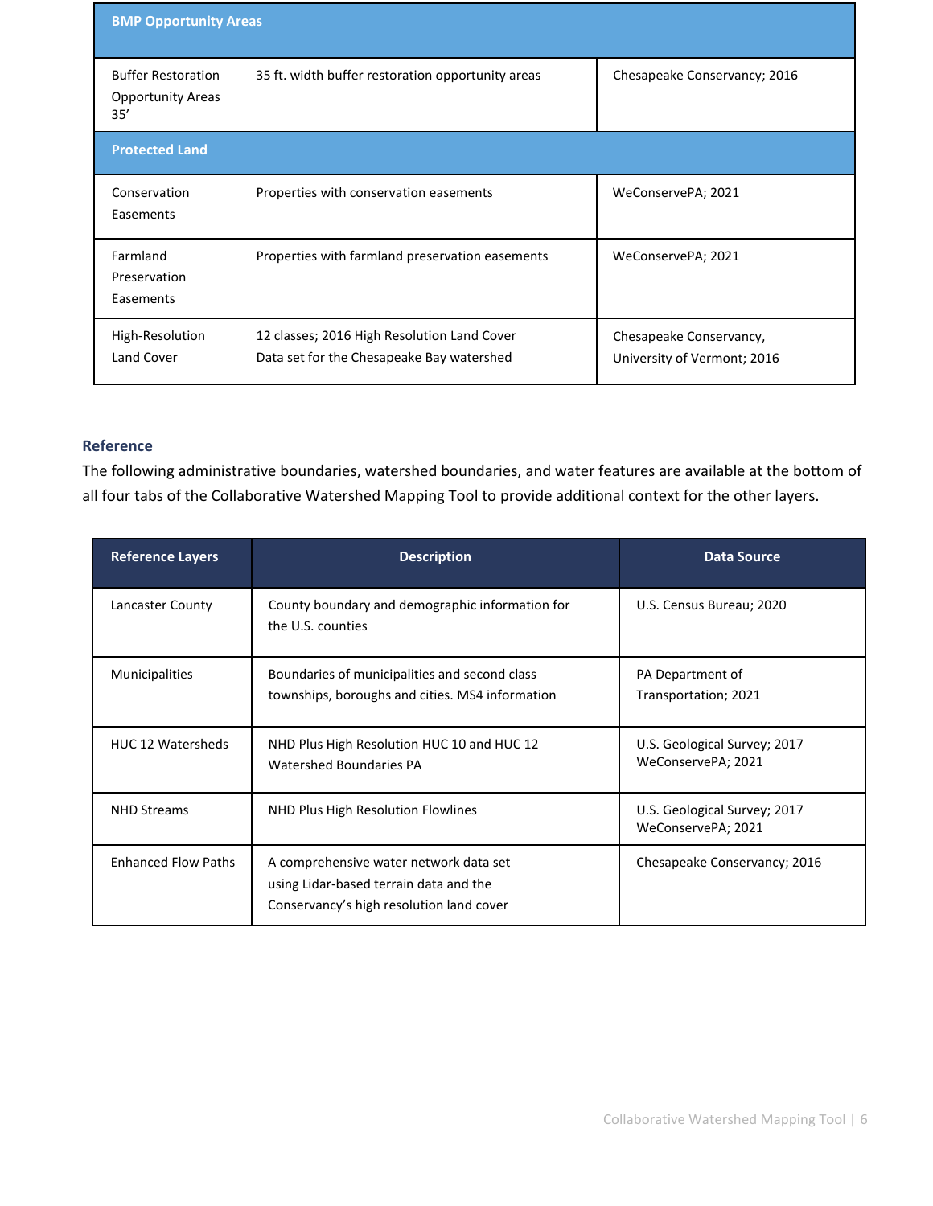| | | |
|---|---|---|
| **BMP Opportunity Areas** | | |
| Buffer Restoration Opportunity Areas 35' | 35 ft. width buffer restoration opportunity areas | Chesapeake Conservancy; 2016 |
| **Protected Land** | | |
| Conservation Easements | Properties with conservation easements | WeConservePA; 2021 |
| Farmland Preservation Easements | Properties with farmland preservation easements | WeConservePA; 2021 |
| High-Resolution Land Cover | 12 classes; 2016 High Resolution Land Cover Data set for the Chesapeake Bay watershed | Chesapeake Conservancy, University of Vermont; 2016 |

### Reference

The following administrative boundaries, watershed boundaries, and water features are available at the bottom of all four tabs of the Collaborative Watershed Mapping Tool to provide additional context for the other layers.

| Reference Layers | Description | Data Source |
|---|---|---|
| Lancaster County | County boundary and demographic information for the U.S. counties | U.S. Census Bureau; 2020 |
| Municipalities | Boundaries of municipalities and second class townships, boroughs and cities. MS4 information | PA Department of Transportation; 2021 |
| HUC 12 Watersheds | NHD Plus High Resolution HUC 10 and HUC 12 Watershed Boundaries PA | U.S. Geological Survey; 2017 WeConservePA; 2021 |
| NHD Streams | NHD Plus High Resolution Flowlines | U.S. Geological Survey; 2017 WeConservePA; 2021 |
| Enhanced Flow Paths | A comprehensive water network data set using Lidar-based terrain data and the Conservancy's high resolution land cover | Chesapeake Conservancy; 2016 |